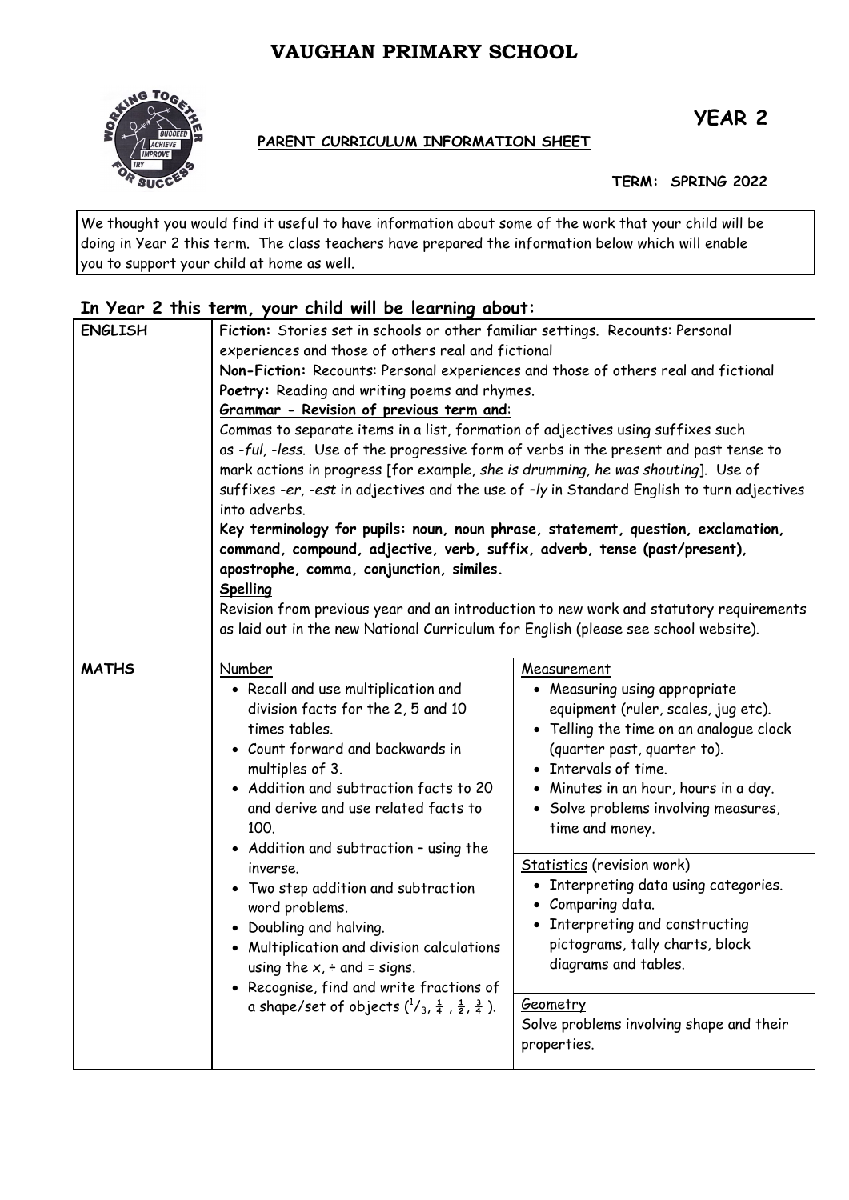# VAUGHAN PRIMARY SCHOOL

**YEAR 2**

**PARENT CURRICULUM INFORMATION SHEET**

**TERM: SPRING 2022**

We thought you would find it useful to have information about some of the work that your child will be doing in Year 2 this term. The class teachers have prepared the information below which will enable you to support your child at home as well.

## In Year 2 this term, your child will be learning about:

| | | |
|---|---|---|
| **ENGLISH** | **Fiction:** Stories set in schools or other familiar settings. Recounts: Personal experiences and those of others real and fictional<br>**Non-Fiction:** Recounts: Personal experiences and those of others real and fictional<br>**Poetry:** Reading and writing poems and rhymes.<br>**Grammar - Revision of previous term and**:<br>Commas to separate items in a list, formation of adjectives using suffixes such as *-ful, -less.* Use of the progressive form of verbs in the present and past tense to mark actions in progress [for example, *she is drumming, he was shouting*]. Use of suffixes *-er, -est* in adjectives and the use of *–ly* in Standard English to turn adjectives into adverbs.<br>**Key terminology for pupils: noun, noun phrase, statement, question, exclamation, command, compound, adjective, verb, suffix, adverb, tense (past/present), apostrophe, comma, conjunction, similes.**<br>**Spelling**<br>Revision from previous year and an introduction to new work and statutory requirements as laid out in the new National Curriculum for English (please see school website). | |
| **MATHS** | Number<br>• Recall and use multiplication and division facts for the 2, 5 and 10 times tables.<br>• Count forward and backwards in multiples of 3.<br>• Addition and subtraction facts to 20 and derive and use related facts to 100.<br>• Addition and subtraction – using the inverse.<br>• Two step addition and subtraction word problems.<br>• Doubling and halving.<br>• Multiplication and division calculations using the x, ÷ and = signs.<br>• Recognise, find and write fractions of a shape/set of objects ($^1/_3$, $\frac{1}{4}$, $\frac{1}{2}$, $\frac{3}{4}$). | Measurement<br>• Measuring using appropriate equipment (ruler, scales, jug etc).<br>• Telling the time on an analogue clock (quarter past, quarter to).<br>• Intervals of time.<br>• Minutes in an hour, hours in a day.<br>• Solve problems involving measures, time and money.<br><br>Statistics (revision work)<br>• Interpreting data using categories.<br>• Comparing data.<br>• Interpreting and constructing pictograms, tally charts, block diagrams and tables.<br><br>Geometry<br>Solve problems involving shape and their properties. |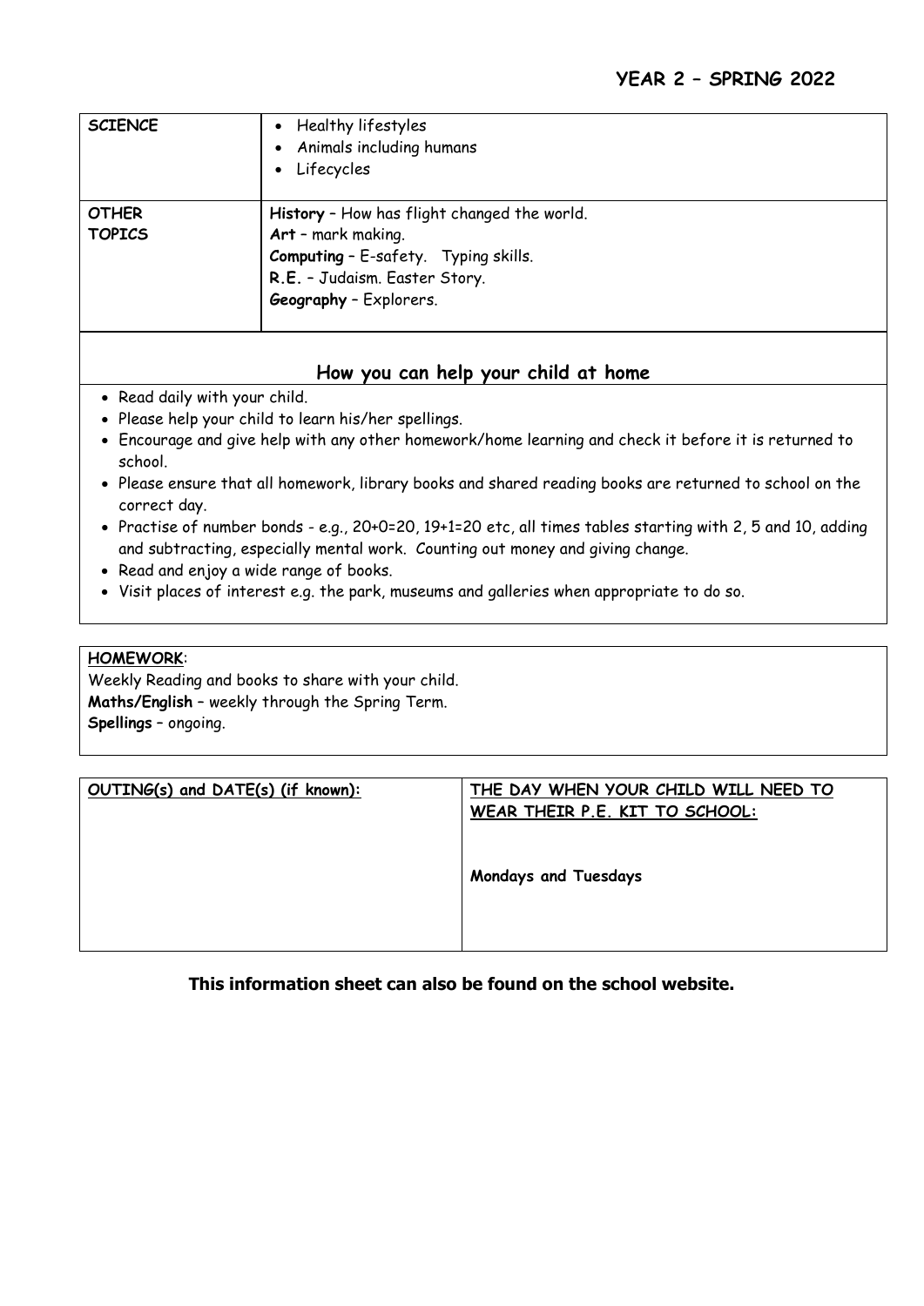## YEAR 2 – SPRING 2022

| | |
|---|---|
| **SCIENCE** | • Healthy lifestyles<br>• Animals including humans<br>• Lifecycles |
| **OTHER TOPICS** | **History** – How has flight changed the world.<br>**Art** – mark making.<br>**Computing** – E-safety. Typing skills.<br>**R.E.** – Judaism. Easter Story.<br>**Geography** – Explorers. |

### How you can help your child at home

- Read daily with your child.
- Please help your child to learn his/her spellings.
- Encourage and give help with any other homework/home learning and check it before it is returned to school.
- Please ensure that all homework, library books and shared reading books are returned to school on the correct day.
- Practise of number bonds - e.g., 20+0=20, 19+1=20 etc, all times tables starting with 2, 5 and 10, adding and subtracting, especially mental work. Counting out money and giving change.
- Read and enjoy a wide range of books.
- Visit places of interest e.g. the park, museums and galleries when appropriate to do so.

**HOMEWORK**:
Weekly Reading and books to share with your child.
**Maths/English** – weekly through the Spring Term.
**Spellings** – ongoing.

| OUTING(s) and DATE(s) (if known): | THE DAY WHEN YOUR CHILD WILL NEED TO WEAR THEIR P.E. KIT TO SCHOOL: |
|---|---|
| | **Mondays and Tuesdays** |

**This information sheet can also be found on the school website.**